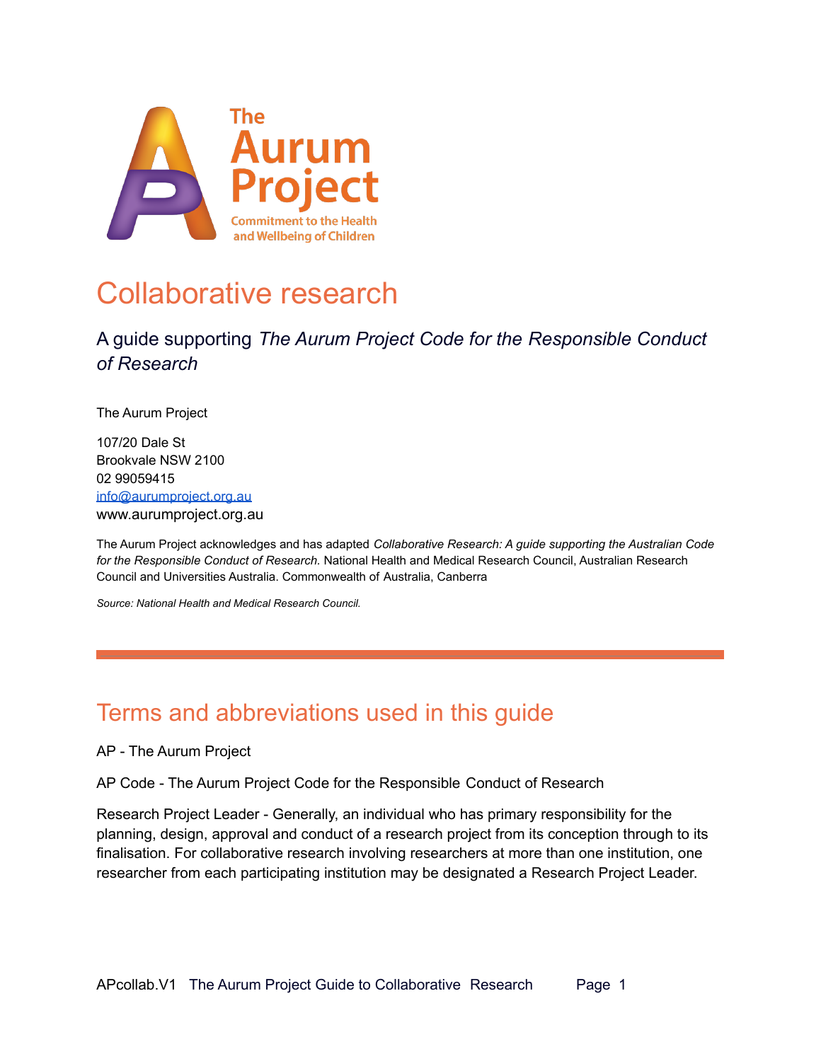# Collaborative research

## A guide supporting *The Aurum Project Code for the Responsible Conduct of Research*

The Aurum Project

107/20 Dale St
Brookvale NSW 2100
02 99059415
info@aurumproject.org.au
www.aurumproject.org.au

The Aurum Project acknowledges and has adapted *Collaborative Research: A guide supporting the Australian Code for the Responsible Conduct of Research.* National Health and Medical Research Council, Australian Research Council and Universities Australia. Commonwealth of Australia, Canberra

*Source: National Health and Medical Research Council.*

---

# Terms and abbreviations used in this guide

AP - The Aurum Project

AP Code - The Aurum Project Code for the Responsible Conduct of Research

Research Project Leader - Generally, an individual who has primary responsibility for the planning, design, approval and conduct of a research project from its conception through to its finalisation. For collaborative research involving researchers at more than one institution, one researcher from each participating institution may be designated a Research Project Leader.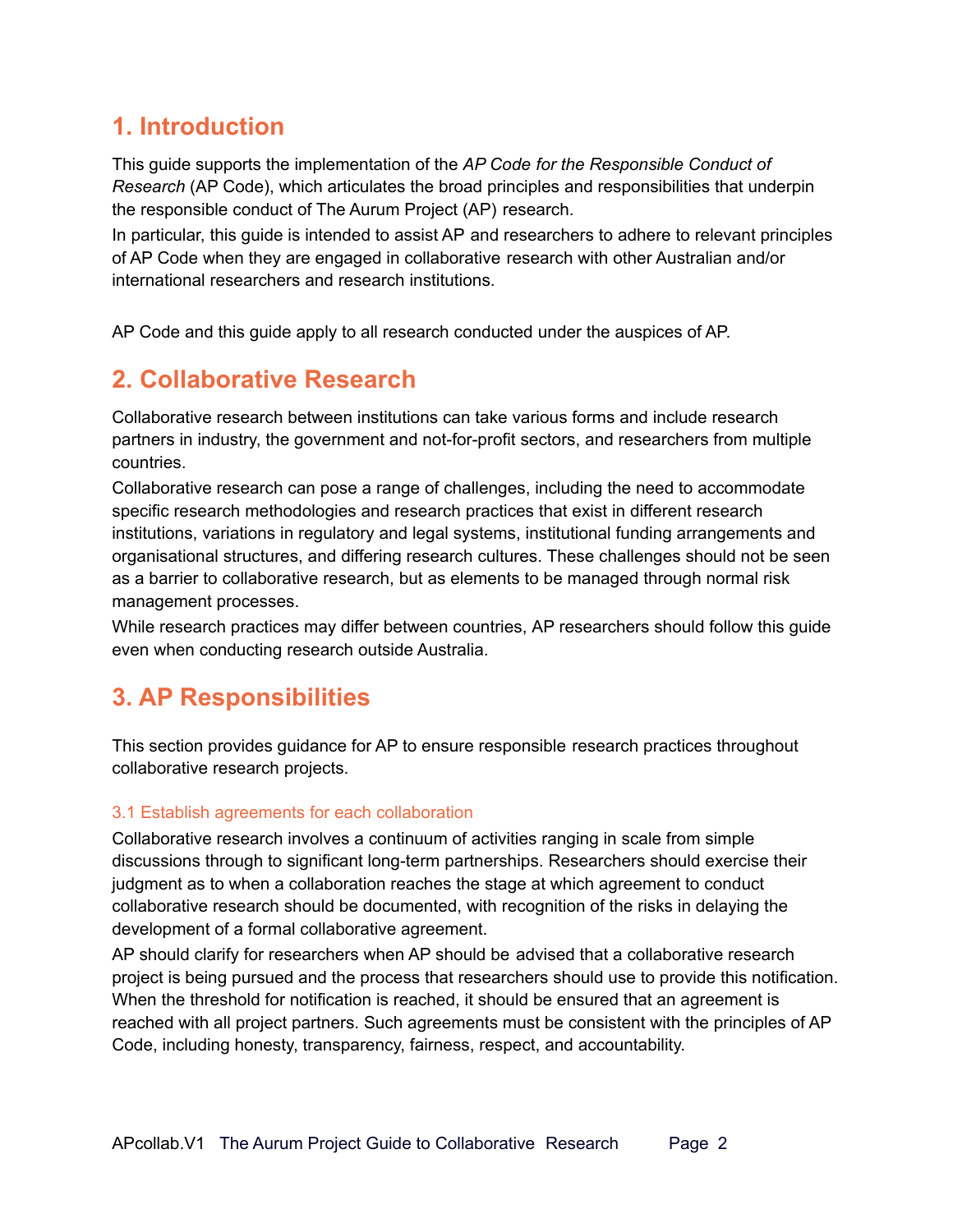# 1. Introduction

This guide supports the implementation of the *AP Code for the Responsible Conduct of Research* (AP Code), which articulates the broad principles and responsibilities that underpin the responsible conduct of The Aurum Project (AP) research.

In particular, this guide is intended to assist AP and researchers to adhere to relevant principles of AP Code when they are engaged in collaborative research with other Australian and/or international researchers and research institutions.

AP Code and this guide apply to all research conducted under the auspices of AP.

# 2. Collaborative Research

Collaborative research between institutions can take various forms and include research partners in industry, the government and not-for-profit sectors, and researchers from multiple countries.

Collaborative research can pose a range of challenges, including the need to accommodate specific research methodologies and research practices that exist in different research institutions, variations in regulatory and legal systems, institutional funding arrangements and organisational structures, and differing research cultures. These challenges should not be seen as a barrier to collaborative research, but as elements to be managed through normal risk management processes.

While research practices may differ between countries, AP researchers should follow this guide even when conducting research outside Australia.

# 3. AP Responsibilities

This section provides guidance for AP to ensure responsible research practices throughout collaborative research projects.

### 3.1 Establish agreements for each collaboration

Collaborative research involves a continuum of activities ranging in scale from simple discussions through to significant long-term partnerships. Researchers should exercise their judgment as to when a collaboration reaches the stage at which agreement to conduct collaborative research should be documented, with recognition of the risks in delaying the development of a formal collaborative agreement.

AP should clarify for researchers when AP should be advised that a collaborative research project is being pursued and the process that researchers should use to provide this notification. When the threshold for notification is reached, it should be ensured that an agreement is reached with all project partners. Such agreements must be consistent with the principles of AP Code, including honesty, transparency, fairness, respect, and accountability.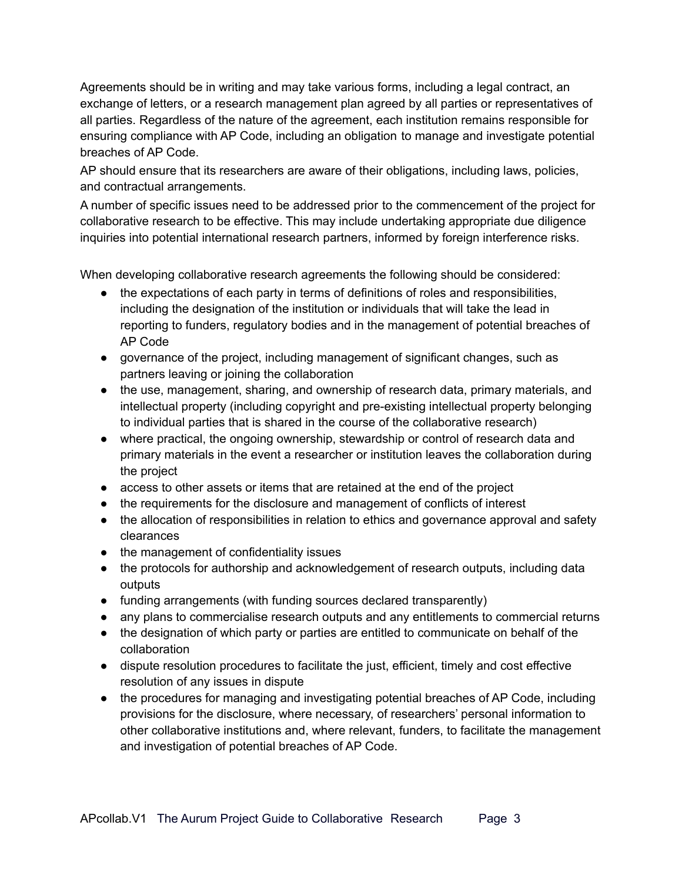Agreements should be in writing and may take various forms, including a legal contract, an exchange of letters, or a research management plan agreed by all parties or representatives of all parties. Regardless of the nature of the agreement, each institution remains responsible for ensuring compliance with AP Code, including an obligation to manage and investigate potential breaches of AP Code.

AP should ensure that its researchers are aware of their obligations, including laws, policies, and contractual arrangements.

A number of specific issues need to be addressed prior to the commencement of the project for collaborative research to be effective. This may include undertaking appropriate due diligence inquiries into potential international research partners, informed by foreign interference risks.

When developing collaborative research agreements the following should be considered:

- the expectations of each party in terms of definitions of roles and responsibilities, including the designation of the institution or individuals that will take the lead in reporting to funders, regulatory bodies and in the management of potential breaches of AP Code
- governance of the project, including management of significant changes, such as partners leaving or joining the collaboration
- the use, management, sharing, and ownership of research data, primary materials, and intellectual property (including copyright and pre-existing intellectual property belonging to individual parties that is shared in the course of the collaborative research)
- where practical, the ongoing ownership, stewardship or control of research data and primary materials in the event a researcher or institution leaves the collaboration during the project
- access to other assets or items that are retained at the end of the project
- the requirements for the disclosure and management of conflicts of interest
- the allocation of responsibilities in relation to ethics and governance approval and safety clearances
- the management of confidentiality issues
- the protocols for authorship and acknowledgement of research outputs, including data outputs
- funding arrangements (with funding sources declared transparently)
- any plans to commercialise research outputs and any entitlements to commercial returns
- the designation of which party or parties are entitled to communicate on behalf of the collaboration
- dispute resolution procedures to facilitate the just, efficient, timely and cost effective resolution of any issues in dispute
- the procedures for managing and investigating potential breaches of AP Code, including provisions for the disclosure, where necessary, of researchers' personal information to other collaborative institutions and, where relevant, funders, to facilitate the management and investigation of potential breaches of AP Code.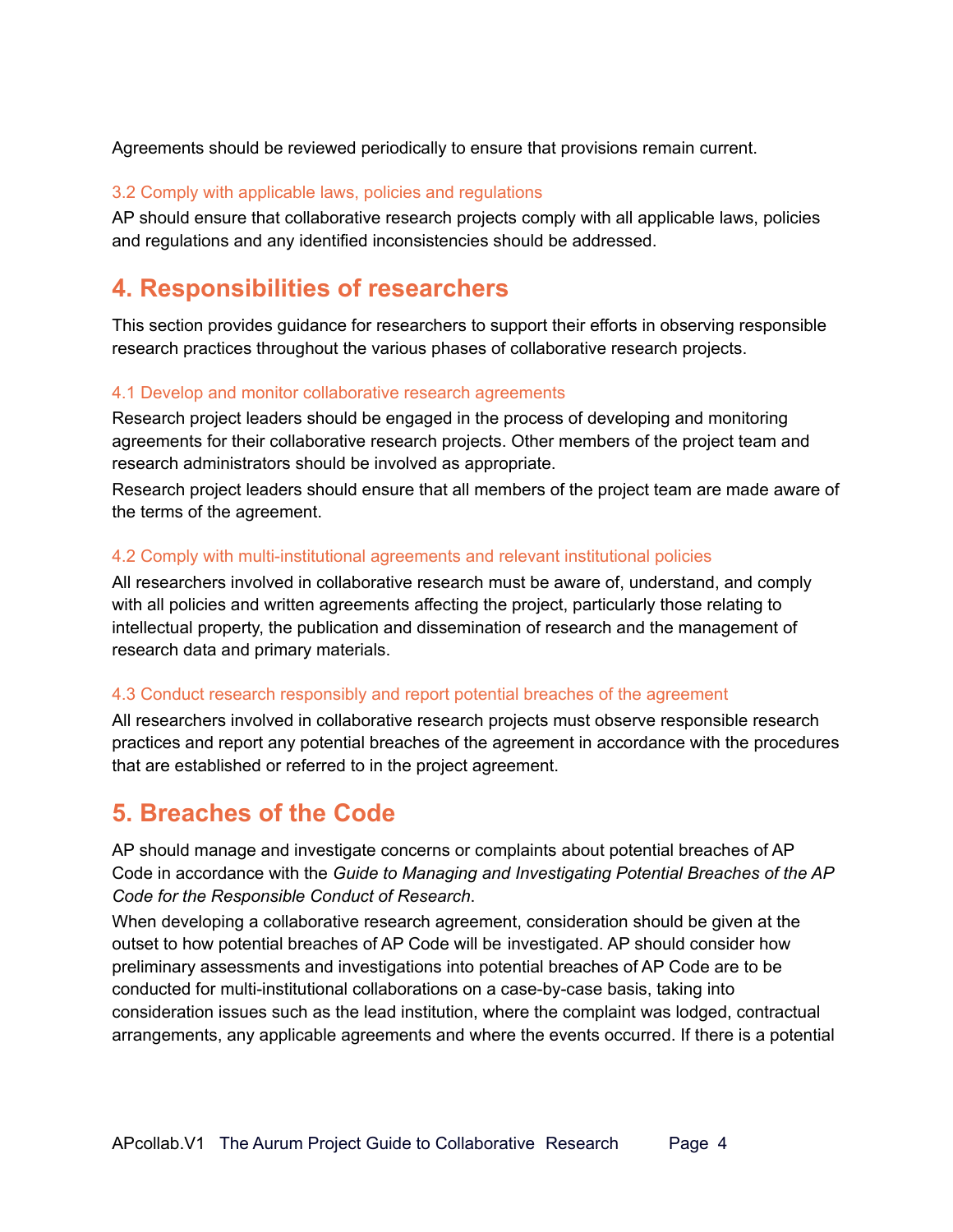Agreements should be reviewed periodically to ensure that provisions remain current.

### 3.2 Comply with applicable laws, policies and regulations

AP should ensure that collaborative research projects comply with all applicable laws, policies and regulations and any identified inconsistencies should be addressed.

## 4. Responsibilities of researchers

This section provides guidance for researchers to support their efforts in observing responsible research practices throughout the various phases of collaborative research projects.

### 4.1 Develop and monitor collaborative research agreements

Research project leaders should be engaged in the process of developing and monitoring agreements for their collaborative research projects. Other members of the project team and research administrators should be involved as appropriate.

Research project leaders should ensure that all members of the project team are made aware of the terms of the agreement.

### 4.2 Comply with multi-institutional agreements and relevant institutional policies

All researchers involved in collaborative research must be aware of, understand, and comply with all policies and written agreements affecting the project, particularly those relating to intellectual property, the publication and dissemination of research and the management of research data and primary materials.

### 4.3 Conduct research responsibly and report potential breaches of the agreement

All researchers involved in collaborative research projects must observe responsible research practices and report any potential breaches of the agreement in accordance with the procedures that are established or referred to in the project agreement.

## 5. Breaches of the Code

AP should manage and investigate concerns or complaints about potential breaches of AP Code in accordance with the *Guide to Managing and Investigating Potential Breaches of the AP Code for the Responsible Conduct of Research*.

When developing a collaborative research agreement, consideration should be given at the outset to how potential breaches of AP Code will be investigated. AP should consider how preliminary assessments and investigations into potential breaches of AP Code are to be conducted for multi-institutional collaborations on a case-by-case basis, taking into consideration issues such as the lead institution, where the complaint was lodged, contractual arrangements, any applicable agreements and where the events occurred. If there is a potential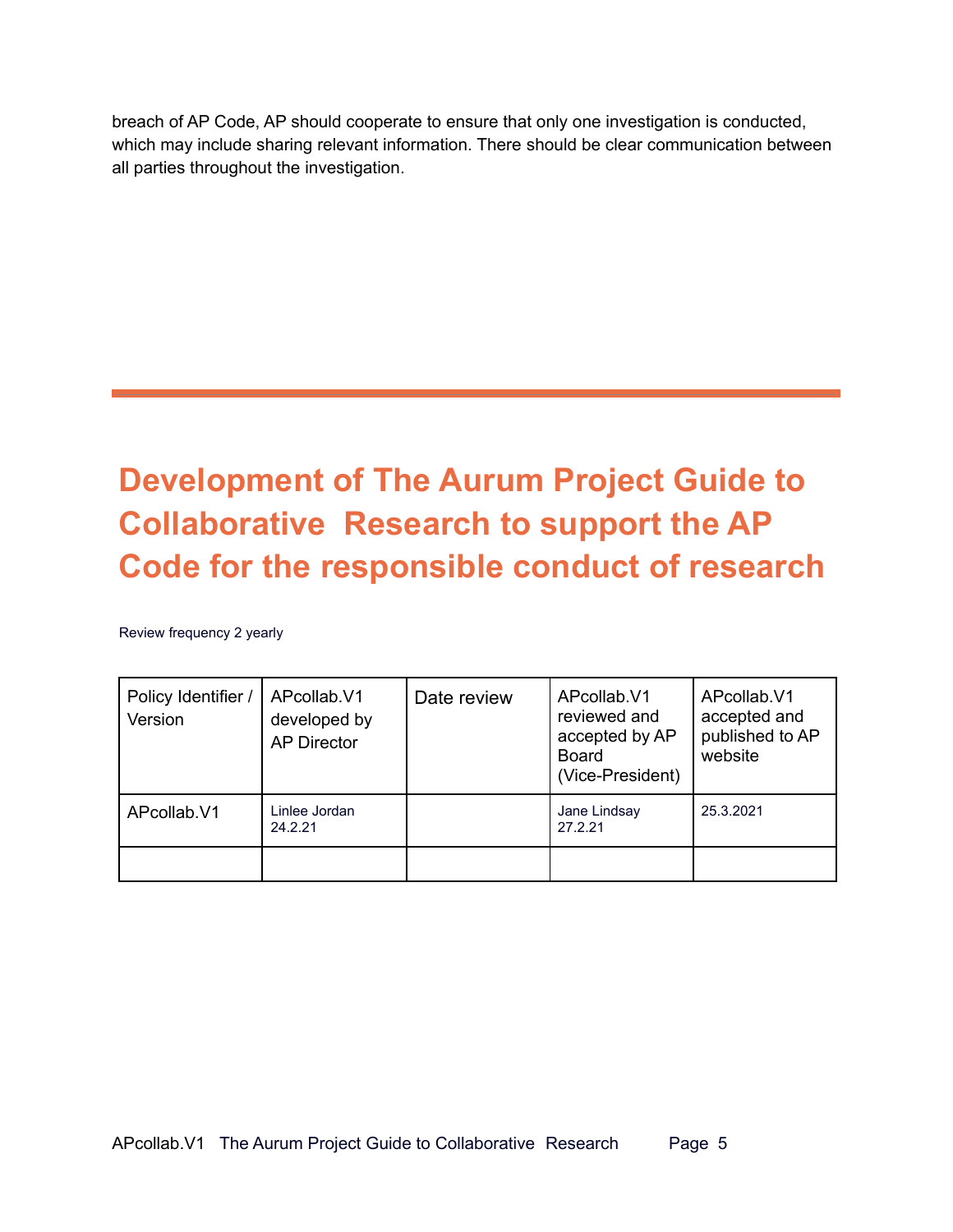breach of AP Code, AP should cooperate to ensure that only one investigation is conducted, which may include sharing relevant information. There should be clear communication between all parties throughout the investigation.

# Development of The Aurum Project Guide to Collaborative Research to support the AP Code for the responsible conduct of research

Review frequency 2 yearly

| Policy Identifier / Version | APcollab.V1 developed by AP Director | Date review | APcollab.V1 reviewed and accepted by AP Board (Vice-President) | APcollab.V1 accepted and published to AP website |
|---|---|---|---|---|
| APcollab.V1 | Linlee Jordan 24.2.21 | | Jane Lindsay 27.2.21 | 25.3.2021 |
| | | | | |